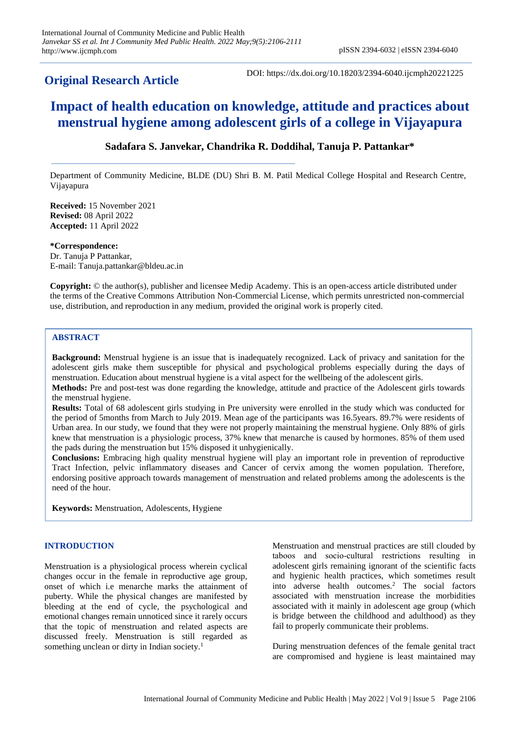## Original Research Article

DOI: https://dx.doi.org/10.18203/2394-6040.ijcmph20221225

# Impact of health education on knowledge, attitude and practices about menstrual hygiene among adolescent girls of a college in Vijayapura

**Sadafara S. Janvekar, Chandrika R. Doddihal, Tanuja P. Pattankar***

Department of Community Medicine, BLDE (DU) Shri B. M. Patil Medical College Hospital and Research Centre, Vijayapura

**Received:** 15 November 2021
**Revised:** 08 April 2022
**Accepted:** 11 April 2022

***Correspondence:**
Dr. Tanuja P Pattankar,
E-mail: Tanuja.pattankar@bldeu.ac.in

**Copyright:** © the author(s), publisher and licensee Medip Academy. This is an open-access article distributed under the terms of the Creative Commons Attribution Non-Commercial License, which permits unrestricted non-commercial use, distribution, and reproduction in any medium, provided the original work is properly cited.

## ABSTRACT

**Background:** Menstrual hygiene is an issue that is inadequately recognized. Lack of privacy and sanitation for the adolescent girls make them susceptible for physical and psychological problems especially during the days of menstruation. Education about menstrual hygiene is a vital aspect for the wellbeing of the adolescent girls.

**Methods:** Pre and post-test was done regarding the knowledge, attitude and practice of the Adolescent girls towards the menstrual hygiene.

**Results:** Total of 68 adolescent girls studying in Pre university were enrolled in the study which was conducted for the period of 5months from March to July 2019. Mean age of the participants was 16.5years. 89.7% were residents of Urban area. In our study, we found that they were not properly maintaining the menstrual hygiene. Only 88% of girls knew that menstruation is a physiologic process, 37% knew that menarche is caused by hormones. 85% of them used the pads during the menstruation but 15% disposed it unhygienically.

**Conclusions:** Embracing high quality menstrual hygiene will play an important role in prevention of reproductive Tract Infection, pelvic inflammatory diseases and Cancer of cervix among the women population. Therefore, endorsing positive approach towards management of menstruation and related problems among the adolescents is the need of the hour.

**Keywords:** Menstruation, Adolescents, Hygiene

## INTRODUCTION

Menstruation is a physiological process wherein cyclical changes occur in the female in reproductive age group, onset of which i.e menarche marks the attainment of puberty. While the physical changes are manifested by bleeding at the end of cycle, the psychological and emotional changes remain unnoticed since it rarely occurs that the topic of menstruation and related aspects are discussed freely. Menstruation is still regarded as something unclean or dirty in Indian society.[1]

Menstruation and menstrual practices are still clouded by taboos and socio-cultural restrictions resulting in adolescent girls remaining ignorant of the scientific facts and hygienic health practices, which sometimes result into adverse health outcomes.[2] The social factors associated with menstruation increase the morbidities associated with it mainly in adolescent age group (which is bridge between the childhood and adulthood) as they fail to properly communicate their problems.

During menstruation defences of the female genital tract are compromised and hygiene is least maintained may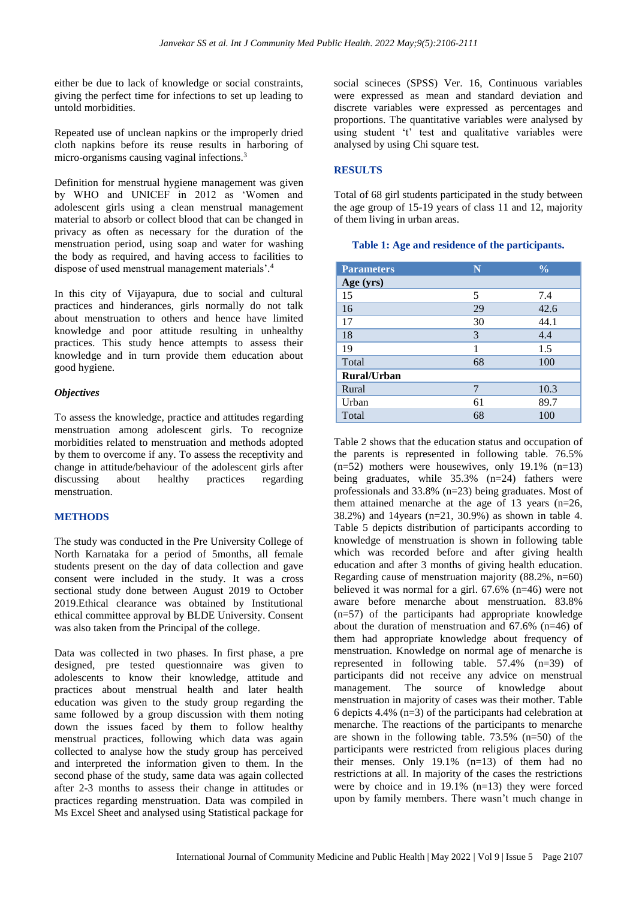either be due to lack of knowledge or social constraints, giving the perfect time for infections to set up leading to untold morbidities.

Repeated use of unclean napkins or the improperly dried cloth napkins before its reuse results in harboring of micro-organisms causing vaginal infections.[3]

Definition for menstrual hygiene management was given by WHO and UNICEF in 2012 as 'Women and adolescent girls using a clean menstrual management material to absorb or collect blood that can be changed in privacy as often as necessary for the duration of the menstruation period, using soap and water for washing the body as required, and having access to facilities to dispose of used menstrual management materials'.[4]

In this city of Vijayapura, due to social and cultural practices and hinderances, girls normally do not talk about menstruation to others and hence have limited knowledge and poor attitude resulting in unhealthy practices. This study hence attempts to assess their knowledge and in turn provide them education about good hygiene.

### *Objectives*

To assess the knowledge, practice and attitudes regarding menstruation among adolescent girls. To recognize morbidities related to menstruation and methods adopted by them to overcome if any. To assess the receptivity and change in attitude/behaviour of the adolescent girls after discussing about healthy practices regarding menstruation.

## METHODS

The study was conducted in the Pre University College of North Karnataka for a period of 5months, all female students present on the day of data collection and gave consent were included in the study. It was a cross sectional study done between August 2019 to October 2019.Ethical clearance was obtained by Institutional ethical committee approval by BLDE University. Consent was also taken from the Principal of the college.

Data was collected in two phases. In first phase, a pre designed, pre tested questionnaire was given to adolescents to know their knowledge, attitude and practices about menstrual health and later health education was given to the study group regarding the same followed by a group discussion with them noting down the issues faced by them to follow healthy menstrual practices, following which data was again collected to analyse how the study group has perceived and interpreted the information given to them. In the second phase of the study, same data was again collected after 2-3 months to assess their change in attitudes or practices regarding menstruation. Data was compiled in Ms Excel Sheet and analysed using Statistical package for social scineces (SPSS) Ver. 16, Continuous variables were expressed as mean and standard deviation and discrete variables were expressed as percentages and proportions. The quantitative variables were analysed by using student 't' test and qualitative variables were analysed by using Chi square test.

## RESULTS

Total of 68 girl students participated in the study between the age group of 15-19 years of class 11 and 12, majority of them living in urban areas.

**Table 1: Age and residence of the participants.**

| Parameters | N | % |
|---|---|---|
| **Age (yrs)** | | |
| 15 | 5 | 7.4 |
| 16 | 29 | 42.6 |
| 17 | 30 | 44.1 |
| 18 | 3 | 4.4 |
| 19 | 1 | 1.5 |
| Total | 68 | 100 |
| **Rural/Urban** | | |
| Rural | 7 | 10.3 |
| Urban | 61 | 89.7 |
| Total | 68 | 100 |

Table 2 shows that the education status and occupation of the parents is represented in following table. 76.5% (n=52) mothers were housewives, only 19.1% (n=13) being graduates, while 35.3% (n=24) fathers were professionals and 33.8% (n=23) being graduates. Most of them attained menarche at the age of 13 years (n=26, 38.2%) and 14years (n=21, 30.9%) as shown in table 4. Table 5 depicts distribution of participants according to knowledge of menstruation is shown in following table which was recorded before and after giving health education and after 3 months of giving health education. Regarding cause of menstruation majority (88.2%, n=60) believed it was normal for a girl. 67.6% (n=46) were not aware before menarche about menstruation. 83.8% (n=57) of the participants had appropriate knowledge about the duration of menstruation and 67.6% (n=46) of them had appropriate knowledge about frequency of menstruation. Knowledge on normal age of menarche is represented in following table. 57.4% (n=39) of participants did not receive any advice on menstrual management. The source of knowledge about menstruation in majority of cases was their mother. Table 6 depicts 4.4% (n=3) of the participants had celebration at menarche. The reactions of the participants to menarche are shown in the following table. 73.5% (n=50) of the participants were restricted from religious places during their menses. Only 19.1% (n=13) of them had no restrictions at all. In majority of the cases the restrictions were by choice and in 19.1% (n=13) they were forced upon by family members. There wasn't much change in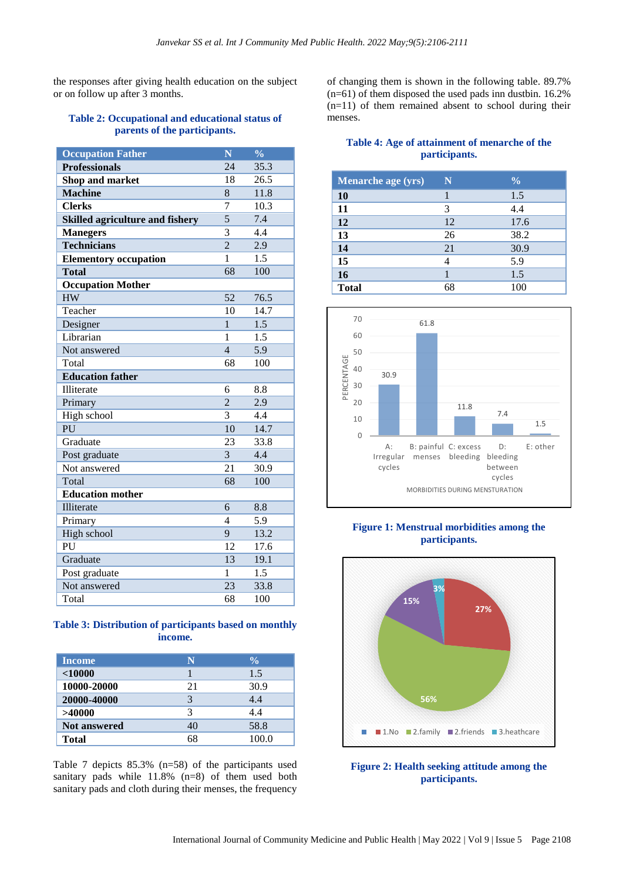the responses after giving health education on the subject or on follow up after 3 months.

**Table 2: Occupational and educational status of parents of the participants.**

| Occupation Father | N | % |
|---|---|---|
| **Professionals** | 24 | 35.3 |
| **Shop and market** | 18 | 26.5 |
| **Machine** | 8 | 11.8 |
| **Clerks** | 7 | 10.3 |
| **Skilled agriculture and fishery** | 5 | 7.4 |
| **Manegers** | 3 | 4.4 |
| **Technicians** | 2 | 2.9 |
| **Elementory occupation** | 1 | 1.5 |
| **Total** | 68 | 100 |
| **Occupation Mother** | | |
| HW | 52 | 76.5 |
| Teacher | 10 | 14.7 |
| Designer | 1 | 1.5 |
| Librarian | 1 | 1.5 |
| Not answered | 4 | 5.9 |
| Total | 68 | 100 |
| **Education father** | | |
| Illiterate | 6 | 8.8 |
| Primary | 2 | 2.9 |
| High school | 3 | 4.4 |
| PU | 10 | 14.7 |
| Graduate | 23 | 33.8 |
| Post graduate | 3 | 4.4 |
| Not answered | 21 | 30.9 |
| Total | 68 | 100 |
| **Education mother** | | |
| Illiterate | 6 | 8.8 |
| Primary | 4 | 5.9 |
| High school | 9 | 13.2 |
| PU | 12 | 17.6 |
| Graduate | 13 | 19.1 |
| Post graduate | 1 | 1.5 |
| Not answered | 23 | 33.8 |
| Total | 68 | 100 |

**Table 3: Distribution of participants based on monthly income.**

| Income | N | % |
|---|---|---|
| **<10000** | 1 | 1.5 |
| **10000-20000** | 21 | 30.9 |
| **20000-40000** | 3 | 4.4 |
| **>40000** | 3 | 4.4 |
| **Not answered** | 40 | 58.8 |
| **Total** | 68 | 100.0 |

Table 7 depicts 85.3% (n=58) of the participants used sanitary pads while 11.8% (n=8) of them used both sanitary pads and cloth during their menses, the frequency of changing them is shown in the following table. 89.7% (n=61) of them disposed the used pads inn dustbin. 16.2% (n=11) of them remained absent to school during their menses.

**Table 4: Age of attainment of menarche of the participants.**

| Menarche age (yrs) | N | % |
|---|---|---|
| **10** | 1 | 1.5 |
| **11** | 3 | 4.4 |
| **12** | 12 | 17.6 |
| **13** | 26 | 38.2 |
| **14** | 21 | 30.9 |
| **15** | 4 | 5.9 |
| **16** | 1 | 1.5 |
| **Total** | 68 | 100 |

**Figure 1: Menstrual morbidities among the participants.**

**Figure 2: Health seeking attitude among the participants.**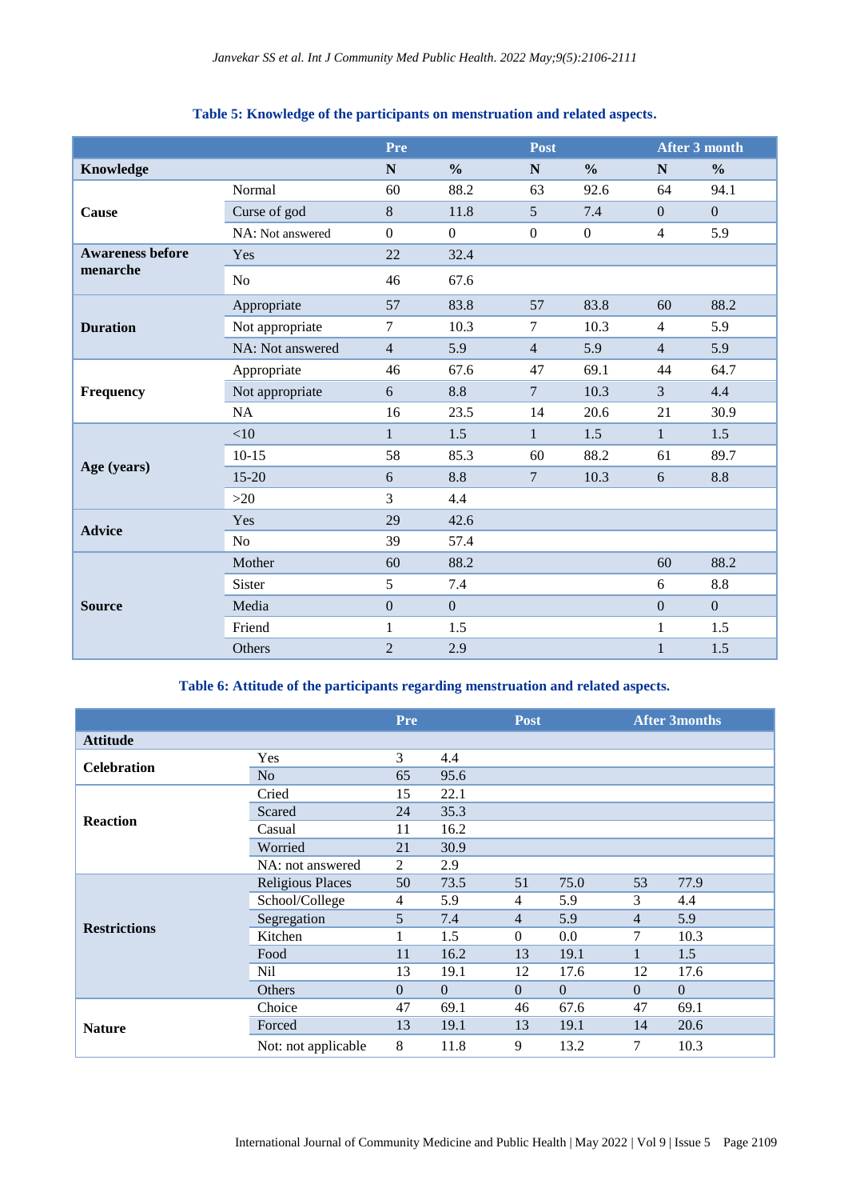**Table 5: Knowledge of the participants on menstruation and related aspects.**

| | | Pre | | Post | | After 3 month | |
|---|---|---|---|---|---|---|---|
| **Knowledge** | | **N** | **%** | **N** | **%** | **N** | **%** |
| **Cause** | Normal | 60 | 88.2 | 63 | 92.6 | 64 | 94.1 |
| | Curse of god | 8 | 11.8 | 5 | 7.4 | 0 | 0 |
| | NA: Not answered | 0 | 0 | 0 | 0 | 4 | 5.9 |
| **Awareness before menarche** | Yes | 22 | 32.4 | | | | |
| | No | 46 | 67.6 | | | | |
| **Duration** | Appropriate | 57 | 83.8 | 57 | 83.8 | 60 | 88.2 |
| | Not appropriate | 7 | 10.3 | 7 | 10.3 | 4 | 5.9 |
| | NA: Not answered | 4 | 5.9 | 4 | 5.9 | 4 | 5.9 |
| **Frequency** | Appropriate | 46 | 67.6 | 47 | 69.1 | 44 | 64.7 |
| | Not appropriate | 6 | 8.8 | 7 | 10.3 | 3 | 4.4 |
| | NA | 16 | 23.5 | 14 | 20.6 | 21 | 30.9 |
| **Age (years)** | <10 | 1 | 1.5 | 1 | 1.5 | 1 | 1.5 |
| | 10-15 | 58 | 85.3 | 60 | 88.2 | 61 | 89.7 |
| | 15-20 | 6 | 8.8 | 7 | 10.3 | 6 | 8.8 |
| | >20 | 3 | 4.4 | | | | |
| **Advice** | Yes | 29 | 42.6 | | | | |
| | No | 39 | 57.4 | | | | |
| **Source** | Mother | 60 | 88.2 | | | 60 | 88.2 |
| | Sister | 5 | 7.4 | | | 6 | 8.8 |
| | Media | 0 | 0 | | | 0 | 0 |
| | Friend | 1 | 1.5 | | | 1 | 1.5 |
| | Others | 2 | 2.9 | | | 1 | 1.5 |

**Table 6: Attitude of the participants regarding menstruation and related aspects.**

| | | Pre | | Post | | After 3months | |
|---|---|---|---|---|---|---|---|
| **Attitude** | | | | | | | |
| **Celebration** | Yes | 3 | 4.4 | | | | |
| | No | 65 | 95.6 | | | | |
| **Reaction** | Cried | 15 | 22.1 | | | | |
| | Scared | 24 | 35.3 | | | | |
| | Casual | 11 | 16.2 | | | | |
| | Worried | 21 | 30.9 | | | | |
| | NA: not answered | 2 | 2.9 | | | | |
| **Restrictions** | Religious Places | 50 | 73.5 | 51 | 75.0 | 53 | 77.9 |
| | School/College | 4 | 5.9 | 4 | 5.9 | 3 | 4.4 |
| | Segregation | 5 | 7.4 | 4 | 5.9 | 4 | 5.9 |
| | Kitchen | 1 | 1.5 | 0 | 0.0 | 7 | 10.3 |
| | Food | 11 | 16.2 | 13 | 19.1 | 1 | 1.5 |
| | Nil | 13 | 19.1 | 12 | 17.6 | 12 | 17.6 |
| | Others | 0 | 0 | 0 | 0 | 0 | 0 |
| **Nature** | Choice | 47 | 69.1 | 46 | 67.6 | 47 | 69.1 |
| | Forced | 13 | 19.1 | 13 | 19.1 | 14 | 20.6 |
| | Not: not applicable | 8 | 11.8 | 9 | 13.2 | 7 | 10.3 |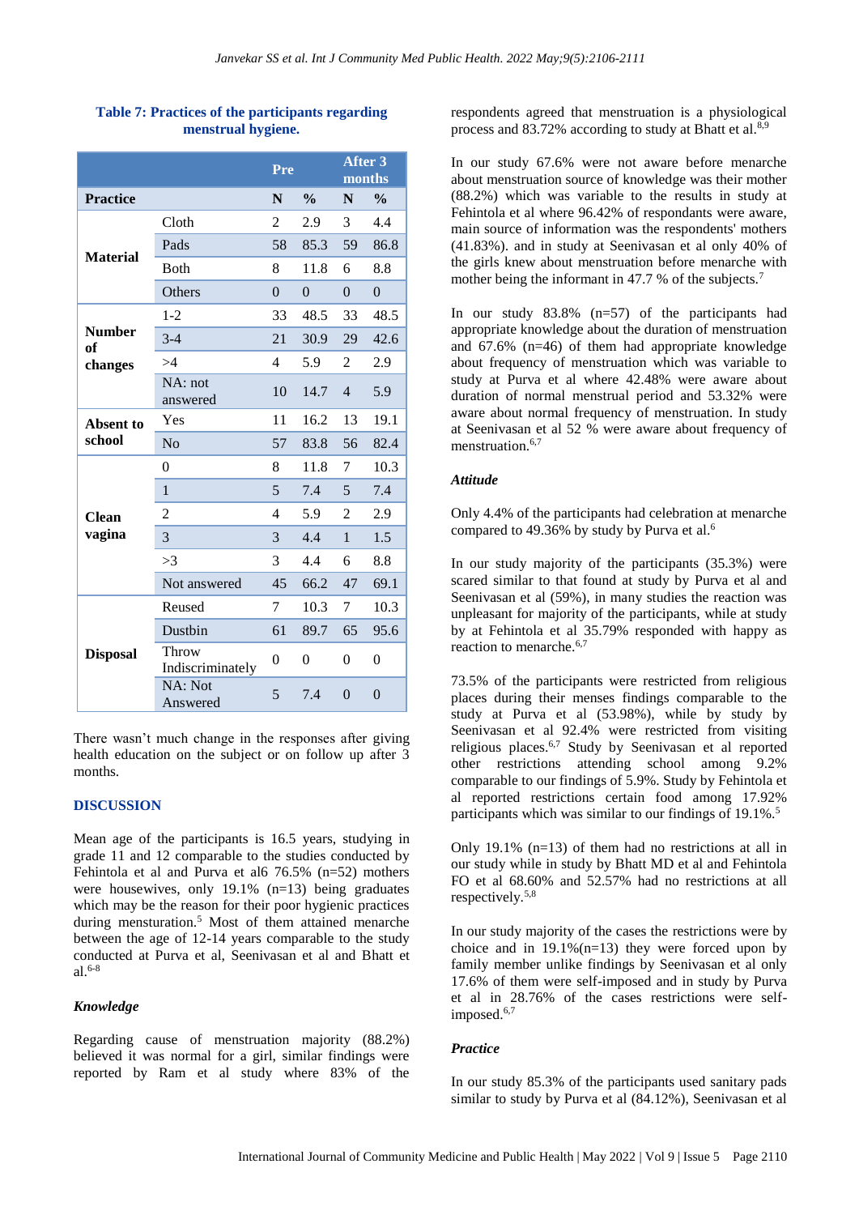**Table 7: Practices of the participants regarding menstrual hygiene.**

| | | Pre | | After 3 months | |
|---|---|---|---|---|---|
| **Practice** | | **N** | **%** | **N** | **%** |
| **Material** | Cloth | 2 | 2.9 | 3 | 4.4 |
| | Pads | 58 | 85.3 | 59 | 86.8 |
| | Both | 8 | 11.8 | 6 | 8.8 |
| | Others | 0 | 0 | 0 | 0 |
| **Number of changes** | 1-2 | 33 | 48.5 | 33 | 48.5 |
| | 3-4 | 21 | 30.9 | 29 | 42.6 |
| | >4 | 4 | 5.9 | 2 | 2.9 |
| | NA: not answered | 10 | 14.7 | 4 | 5.9 |
| **Absent to school** | Yes | 11 | 16.2 | 13 | 19.1 |
| | No | 57 | 83.8 | 56 | 82.4 |
| **Clean vagina** | 0 | 8 | 11.8 | 7 | 10.3 |
| | 1 | 5 | 7.4 | 5 | 7.4 |
| | 2 | 4 | 5.9 | 2 | 2.9 |
| | 3 | 3 | 4.4 | 1 | 1.5 |
| | >3 | 3 | 4.4 | 6 | 8.8 |
| | Not answered | 45 | 66.2 | 47 | 69.1 |
| **Disposal** | Reused | 7 | 10.3 | 7 | 10.3 |
| | Dustbin | 61 | 89.7 | 65 | 95.6 |
| | Throw Indiscriminately | 0 | 0 | 0 | 0 |
| | NA: Not Answered | 5 | 7.4 | 0 | 0 |

There wasn't much change in the responses after giving health education on the subject or on follow up after 3 months.

## DISCUSSION

Mean age of the participants is 16.5 years, studying in grade 11 and 12 comparable to the studies conducted by Fehintola et al and Purva et al6 76.5% (n=52) mothers were housewives, only 19.1% (n=13) being graduates which may be the reason for their poor hygienic practices during mensturation.[5] Most of them attained menarche between the age of 12-14 years comparable to the study conducted at Purva et al, Seenivasan et al and Bhatt et al.[6-8]

### *Knowledge*

Regarding cause of menstruation majority (88.2%) believed it was normal for a girl, similar findings were reported by Ram et al study where 83% of the respondents agreed that menstruation is a physiological process and 83.72% according to study at Bhatt et al.[8,9]

In our study 67.6% were not aware before menarche about menstruation source of knowledge was their mother (88.2%) which was variable to the results in study at Fehintola et al where 96.42% of respondants were aware, main source of information was the respondents' mothers (41.83%). and in study at Seenivasan et al only 40% of the girls knew about menstruation before menarche with mother being the informant in 47.7 % of the subjects.[7]

In our study 83.8% (n=57) of the participants had appropriate knowledge about the duration of menstruation and 67.6% (n=46) of them had appropriate knowledge about frequency of menstruation which was variable to study at Purva et al where 42.48% were aware about duration of normal menstrual period and 53.32% were aware about normal frequency of menstruation. In study at Seenivasan et al 52 % were aware about frequency of menstruation.[6,7]

### *Attitude*

Only 4.4% of the participants had celebration at menarche compared to 49.36% by study by Purva et al.[6]

In our study majority of the participants (35.3%) were scared similar to that found at study by Purva et al and Seenivasan et al (59%), in many studies the reaction was unpleasant for majority of the participants, while at study by at Fehintola et al 35.79% responded with happy as reaction to menarche.[6,7]

73.5% of the participants were restricted from religious places during their menses findings comparable to the study at Purva et al (53.98%), while by study by Seenivasan et al 92.4% were restricted from visiting religious places.[6,7] Study by Seenivasan et al reported other restrictions attending school among 9.2% comparable to our findings of 5.9%. Study by Fehintola et al reported restrictions certain food among 17.92% participants which was similar to our findings of 19.1%.[5]

Only 19.1% (n=13) of them had no restrictions at all in our study while in study by Bhatt MD et al and Fehintola FO et al 68.60% and 52.57% had no restrictions at all respectively.[5,8]

In our study majority of the cases the restrictions were by choice and in 19.1%(n=13) they were forced upon by family member unlike findings by Seenivasan et al only 17.6% of them were self-imposed and in study by Purva et al in 28.76% of the cases restrictions were self-imposed.[6,7]

### *Practice*

In our study 85.3% of the participants used sanitary pads similar to study by Purva et al (84.12%), Seenivasan et al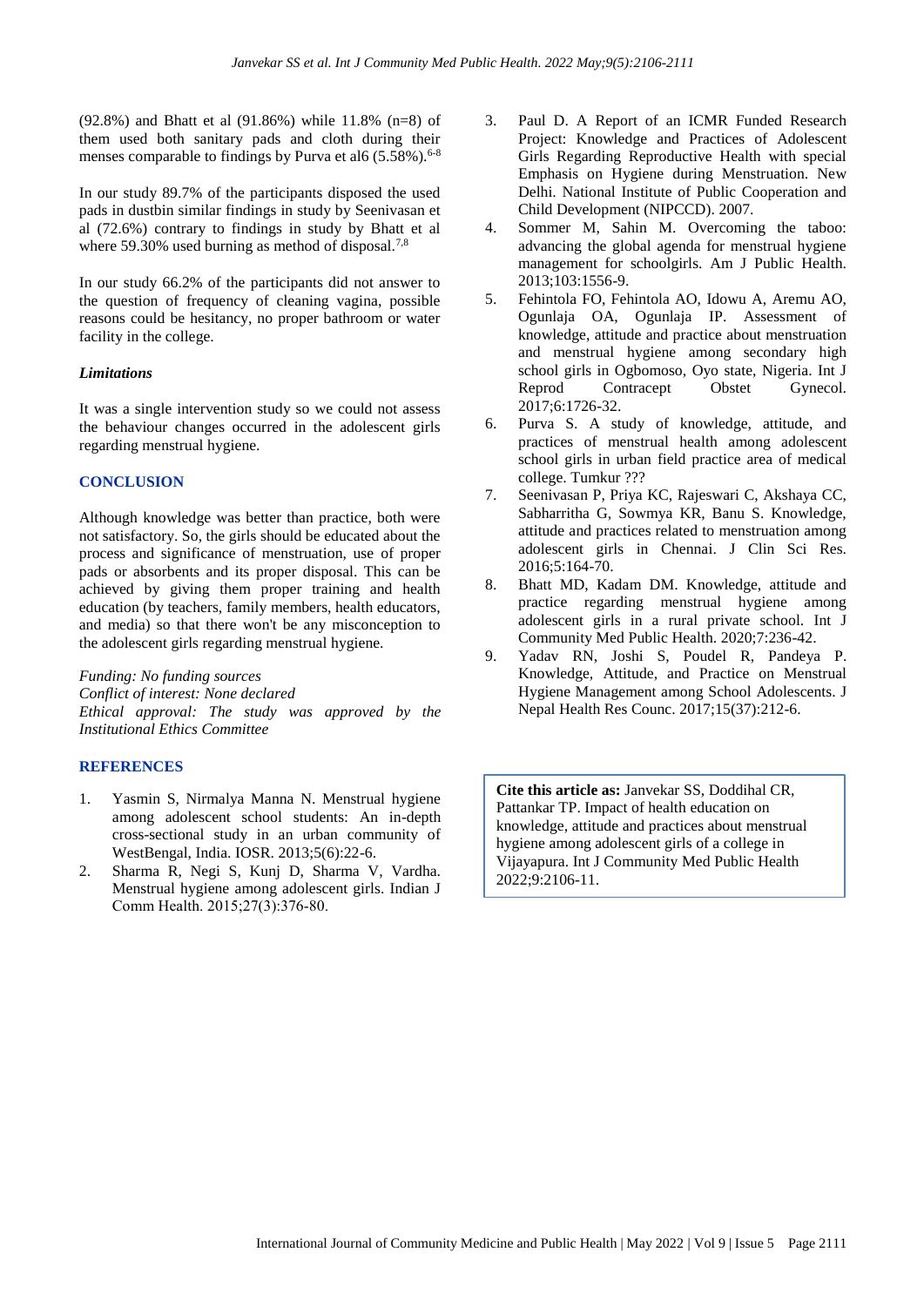(92.8%) and Bhatt et al (91.86%) while 11.8% (n=8) of them used both sanitary pads and cloth during their menses comparable to findings by Purva et al6 (5.58%).[6-8]

In our study 89.7% of the participants disposed the used pads in dustbin similar findings in study by Seenivasan et al (72.6%) contrary to findings in study by Bhatt et al where 59.30% used burning as method of disposal.[7,8]

In our study 66.2% of the participants did not answer to the question of frequency of cleaning vagina, possible reasons could be hesitancy, no proper bathroom or water facility in the college.

### *Limitations*

It was a single intervention study so we could not assess the behaviour changes occurred in the adolescent girls regarding menstrual hygiene.

## CONCLUSION

Although knowledge was better than practice, both were not satisfactory. So, the girls should be educated about the process and significance of menstruation, use of proper pads or absorbents and its proper disposal. This can be achieved by giving them proper training and health education (by teachers, family members, health educators, and media) so that there won't be any misconception to the adolescent girls regarding menstrual hygiene.

*Funding: No funding sources*
*Conflict of interest: None declared*
*Ethical approval: The study was approved by the Institutional Ethics Committee*

## REFERENCES

1. Yasmin S, Nirmalya Manna N. Menstrual hygiene among adolescent school students: An in-depth cross-sectional study in an urban community of WestBengal, India. IOSR. 2013;5(6):22-6.
2. Sharma R, Negi S, Kunj D, Sharma V, Vardha. Menstrual hygiene among adolescent girls. Indian J Comm Health. 2015;27(3):376-80.
3. Paul D. A Report of an ICMR Funded Research Project: Knowledge and Practices of Adolescent Girls Regarding Reproductive Health with special Emphasis on Hygiene during Menstruation. New Delhi. National Institute of Public Cooperation and Child Development (NIPCCD). 2007.
4. Sommer M, Sahin M. Overcoming the taboo: advancing the global agenda for menstrual hygiene management for schoolgirls. Am J Public Health. 2013;103:1556-9.
5. Fehintola FO, Fehintola AO, Idowu A, Aremu AO, Ogunlaja OA, Ogunlaja IP. Assessment of knowledge, attitude and practice about menstruation and menstrual hygiene among secondary high school girls in Ogbomoso, Oyo state, Nigeria. Int J Reprod Contracept Obstet Gynecol. 2017;6:1726-32.
6. Purva S. A study of knowledge, attitude, and practices of menstrual health among adolescent school girls in urban field practice area of medical college. Tumkur ???
7. Seenivasan P, Priya KC, Rajeswari C, Akshaya CC, Sabharritha G, Sowmya KR, Banu S. Knowledge, attitude and practices related to menstruation among adolescent girls in Chennai. J Clin Sci Res. 2016;5:164-70.
8. Bhatt MD, Kadam DM. Knowledge, attitude and practice regarding menstrual hygiene among adolescent girls in a rural private school. Int J Community Med Public Health. 2020;7:236-42.
9. Yadav RN, Joshi S, Poudel R, Pandeya P. Knowledge, Attitude, and Practice on Menstrual Hygiene Management among School Adolescents. J Nepal Health Res Counc. 2017;15(37):212-6.

**Cite this article as:** Janvekar SS, Doddihal CR, Pattankar TP. Impact of health education on knowledge, attitude and practices about menstrual hygiene among adolescent girls of a college in Vijayapura. Int J Community Med Public Health 2022;9:2106-11.